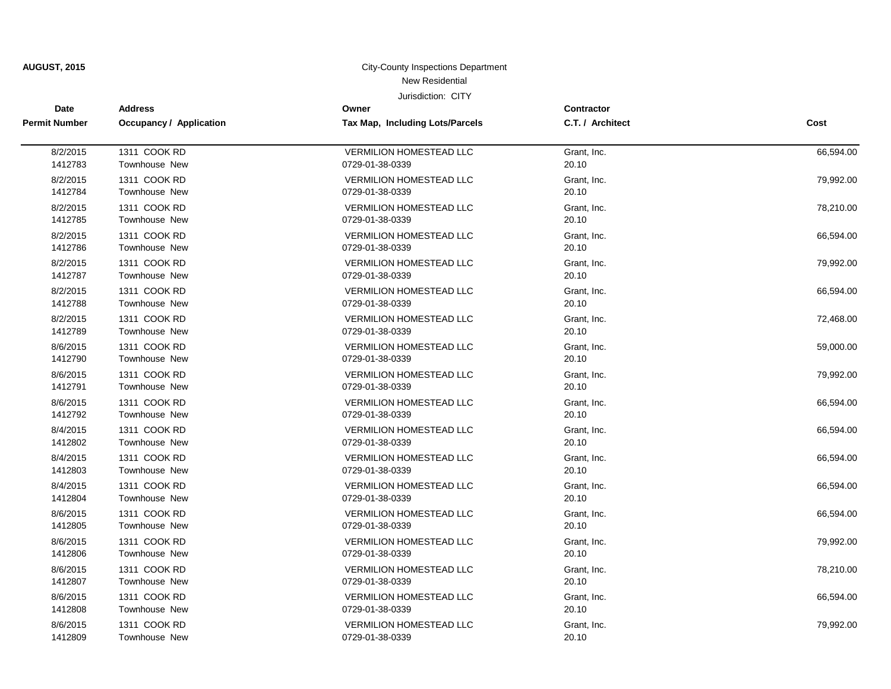**AUGUST, 2015**

City-County Inspections Department

New Residential

Jurisdiction: CITY

| Date / Permit Number | Address / Occupancy / Application | Owner / Tax Map, Including Lots/Parcels | Contractor / C.T. / Architect | Cost |
|---|---|---|---|---|
| 8/2/2015<br>1412783 | 1311 COOK RD<br>Townhouse New | VERMILION HOMESTEAD LLC<br>0729-01-38-0339 | Grant, Inc.<br>20.10 | 66,594.00 |
| 8/2/2015<br>1412784 | 1311 COOK RD<br>Townhouse New | VERMILION HOMESTEAD LLC<br>0729-01-38-0339 | Grant, Inc.<br>20.10 | 79,992.00 |
| 8/2/2015<br>1412785 | 1311 COOK RD<br>Townhouse New | VERMILION HOMESTEAD LLC<br>0729-01-38-0339 | Grant, Inc.<br>20.10 | 78,210.00 |
| 8/2/2015<br>1412786 | 1311 COOK RD<br>Townhouse New | VERMILION HOMESTEAD LLC<br>0729-01-38-0339 | Grant, Inc.<br>20.10 | 66,594.00 |
| 8/2/2015<br>1412787 | 1311 COOK RD<br>Townhouse New | VERMILION HOMESTEAD LLC<br>0729-01-38-0339 | Grant, Inc.<br>20.10 | 79,992.00 |
| 8/2/2015<br>1412788 | 1311 COOK RD<br>Townhouse New | VERMILION HOMESTEAD LLC<br>0729-01-38-0339 | Grant, Inc.<br>20.10 | 66,594.00 |
| 8/2/2015<br>1412789 | 1311 COOK RD<br>Townhouse New | VERMILION HOMESTEAD LLC<br>0729-01-38-0339 | Grant, Inc.<br>20.10 | 72,468.00 |
| 8/6/2015<br>1412790 | 1311 COOK RD<br>Townhouse New | VERMILION HOMESTEAD LLC<br>0729-01-38-0339 | Grant, Inc.<br>20.10 | 59,000.00 |
| 8/6/2015<br>1412791 | 1311 COOK RD<br>Townhouse New | VERMILION HOMESTEAD LLC<br>0729-01-38-0339 | Grant, Inc.<br>20.10 | 79,992.00 |
| 8/6/2015<br>1412792 | 1311 COOK RD<br>Townhouse New | VERMILION HOMESTEAD LLC<br>0729-01-38-0339 | Grant, Inc.<br>20.10 | 66,594.00 |
| 8/4/2015<br>1412802 | 1311 COOK RD<br>Townhouse New | VERMILION HOMESTEAD LLC<br>0729-01-38-0339 | Grant, Inc.<br>20.10 | 66,594.00 |
| 8/4/2015<br>1412803 | 1311 COOK RD<br>Townhouse New | VERMILION HOMESTEAD LLC<br>0729-01-38-0339 | Grant, Inc.<br>20.10 | 66,594.00 |
| 8/4/2015<br>1412804 | 1311 COOK RD<br>Townhouse New | VERMILION HOMESTEAD LLC<br>0729-01-38-0339 | Grant, Inc.<br>20.10 | 66,594.00 |
| 8/6/2015<br>1412805 | 1311 COOK RD<br>Townhouse New | VERMILION HOMESTEAD LLC<br>0729-01-38-0339 | Grant, Inc.<br>20.10 | 66,594.00 |
| 8/6/2015<br>1412806 | 1311 COOK RD<br>Townhouse New | VERMILION HOMESTEAD LLC<br>0729-01-38-0339 | Grant, Inc.<br>20.10 | 79,992.00 |
| 8/6/2015<br>1412807 | 1311 COOK RD<br>Townhouse New | VERMILION HOMESTEAD LLC<br>0729-01-38-0339 | Grant, Inc.<br>20.10 | 78,210.00 |
| 8/6/2015<br>1412808 | 1311 COOK RD<br>Townhouse New | VERMILION HOMESTEAD LLC<br>0729-01-38-0339 | Grant, Inc.<br>20.10 | 66,594.00 |
| 8/6/2015<br>1412809 | 1311 COOK RD<br>Townhouse New | VERMILION HOMESTEAD LLC<br>0729-01-38-0339 | Grant, Inc.<br>20.10 | 79,992.00 |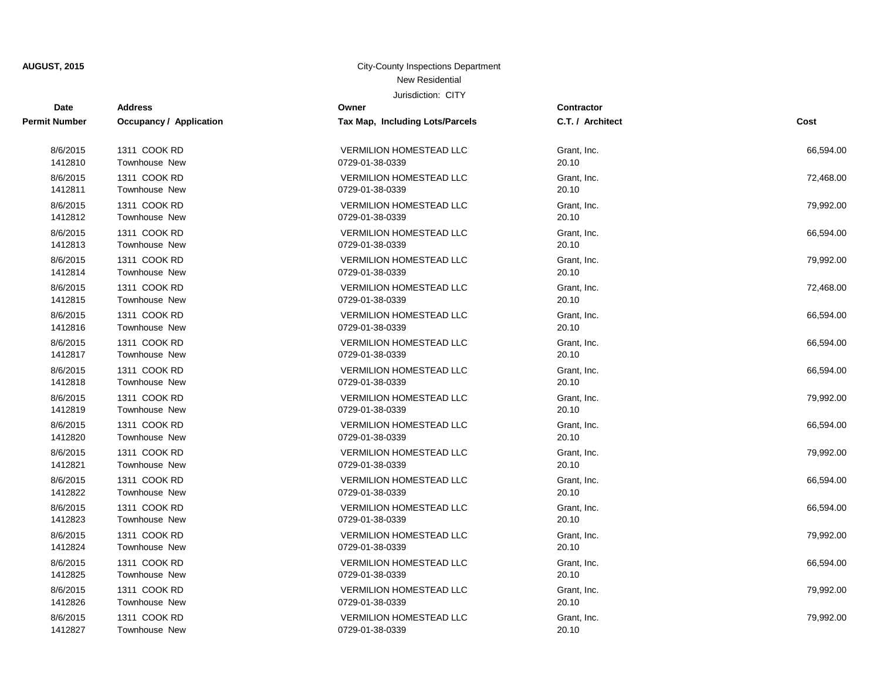**AUGUST, 2015**

City-County Inspections Department

New Residential

Jurisdiction: CITY

| Date<br>Permit Number | Address<br>Occupancy / Application | Owner<br>Tax Map, Including Lots/Parcels | Contractor<br>C.T. / Architect | Cost |
|---|---|---|---|---|
| 8/6/2015<br>1412810 | 1311 COOK RD<br>Townhouse New | VERMILION HOMESTEAD LLC<br>0729-01-38-0339 | Grant, Inc.<br>20.10 | 66,594.00 |
| 8/6/2015<br>1412811 | 1311 COOK RD<br>Townhouse New | VERMILION HOMESTEAD LLC<br>0729-01-38-0339 | Grant, Inc.<br>20.10 | 72,468.00 |
| 8/6/2015<br>1412812 | 1311 COOK RD<br>Townhouse New | VERMILION HOMESTEAD LLC<br>0729-01-38-0339 | Grant, Inc.<br>20.10 | 79,992.00 |
| 8/6/2015<br>1412813 | 1311 COOK RD<br>Townhouse New | VERMILION HOMESTEAD LLC<br>0729-01-38-0339 | Grant, Inc.<br>20.10 | 66,594.00 |
| 8/6/2015<br>1412814 | 1311 COOK RD<br>Townhouse New | VERMILION HOMESTEAD LLC<br>0729-01-38-0339 | Grant, Inc.<br>20.10 | 79,992.00 |
| 8/6/2015<br>1412815 | 1311 COOK RD<br>Townhouse New | VERMILION HOMESTEAD LLC<br>0729-01-38-0339 | Grant, Inc.<br>20.10 | 72,468.00 |
| 8/6/2015<br>1412816 | 1311 COOK RD<br>Townhouse New | VERMILION HOMESTEAD LLC<br>0729-01-38-0339 | Grant, Inc.<br>20.10 | 66,594.00 |
| 8/6/2015<br>1412817 | 1311 COOK RD<br>Townhouse New | VERMILION HOMESTEAD LLC<br>0729-01-38-0339 | Grant, Inc.<br>20.10 | 66,594.00 |
| 8/6/2015<br>1412818 | 1311 COOK RD<br>Townhouse New | VERMILION HOMESTEAD LLC<br>0729-01-38-0339 | Grant, Inc.<br>20.10 | 66,594.00 |
| 8/6/2015<br>1412819 | 1311 COOK RD<br>Townhouse New | VERMILION HOMESTEAD LLC<br>0729-01-38-0339 | Grant, Inc.<br>20.10 | 79,992.00 |
| 8/6/2015<br>1412820 | 1311 COOK RD<br>Townhouse New | VERMILION HOMESTEAD LLC<br>0729-01-38-0339 | Grant, Inc.<br>20.10 | 66,594.00 |
| 8/6/2015<br>1412821 | 1311 COOK RD<br>Townhouse New | VERMILION HOMESTEAD LLC<br>0729-01-38-0339 | Grant, Inc.<br>20.10 | 79,992.00 |
| 8/6/2015<br>1412822 | 1311 COOK RD<br>Townhouse New | VERMILION HOMESTEAD LLC<br>0729-01-38-0339 | Grant, Inc.<br>20.10 | 66,594.00 |
| 8/6/2015<br>1412823 | 1311 COOK RD<br>Townhouse New | VERMILION HOMESTEAD LLC<br>0729-01-38-0339 | Grant, Inc.<br>20.10 | 66,594.00 |
| 8/6/2015<br>1412824 | 1311 COOK RD<br>Townhouse New | VERMILION HOMESTEAD LLC<br>0729-01-38-0339 | Grant, Inc.<br>20.10 | 79,992.00 |
| 8/6/2015<br>1412825 | 1311 COOK RD<br>Townhouse New | VERMILION HOMESTEAD LLC<br>0729-01-38-0339 | Grant, Inc.<br>20.10 | 66,594.00 |
| 8/6/2015<br>1412826 | 1311 COOK RD<br>Townhouse New | VERMILION HOMESTEAD LLC<br>0729-01-38-0339 | Grant, Inc.<br>20.10 | 79,992.00 |
| 8/6/2015<br>1412827 | 1311 COOK RD<br>Townhouse New | VERMILION HOMESTEAD LLC<br>0729-01-38-0339 | Grant, Inc.<br>20.10 | 79,992.00 |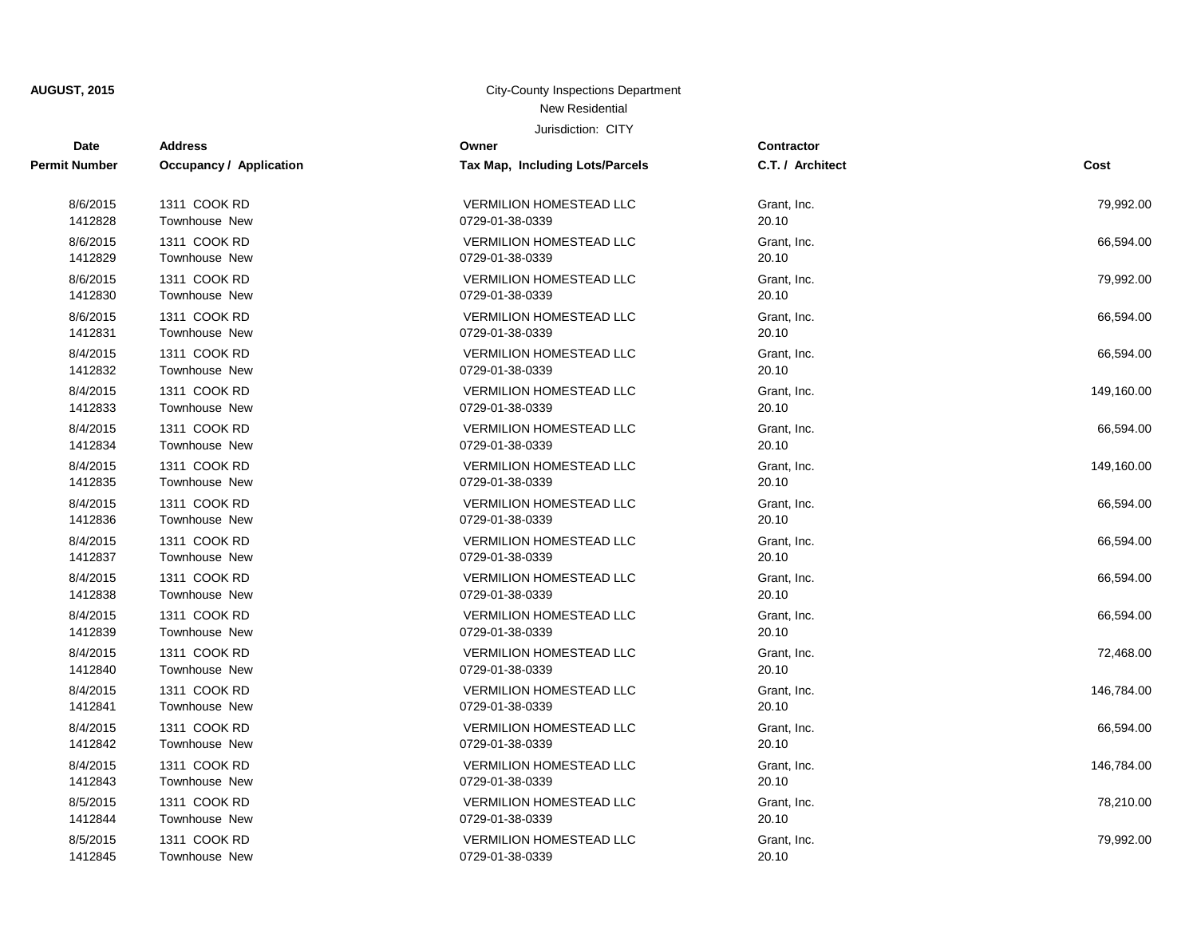**AUGUST, 2015**

City-County Inspections Department

New Residential

Jurisdiction: CITY

| Date<br>Permit Number | Address<br>Occupancy / Application | Owner<br>Tax Map, Including Lots/Parcels | Contractor<br>C.T. / Architect | Cost |
|---|---|---|---|---|
| 8/6/2015<br>1412828 | 1311 COOK RD<br>Townhouse New | VERMILION HOMESTEAD LLC<br>0729-01-38-0339 | Grant, Inc.<br>20.10 | 79,992.00 |
| 8/6/2015<br>1412829 | 1311 COOK RD<br>Townhouse New | VERMILION HOMESTEAD LLC<br>0729-01-38-0339 | Grant, Inc.<br>20.10 | 66,594.00 |
| 8/6/2015<br>1412830 | 1311 COOK RD<br>Townhouse New | VERMILION HOMESTEAD LLC<br>0729-01-38-0339 | Grant, Inc.<br>20.10 | 79,992.00 |
| 8/6/2015<br>1412831 | 1311 COOK RD<br>Townhouse New | VERMILION HOMESTEAD LLC<br>0729-01-38-0339 | Grant, Inc.<br>20.10 | 66,594.00 |
| 8/4/2015<br>1412832 | 1311 COOK RD<br>Townhouse New | VERMILION HOMESTEAD LLC<br>0729-01-38-0339 | Grant, Inc.<br>20.10 | 66,594.00 |
| 8/4/2015<br>1412833 | 1311 COOK RD<br>Townhouse New | VERMILION HOMESTEAD LLC<br>0729-01-38-0339 | Grant, Inc.<br>20.10 | 149,160.00 |
| 8/4/2015<br>1412834 | 1311 COOK RD<br>Townhouse New | VERMILION HOMESTEAD LLC<br>0729-01-38-0339 | Grant, Inc.<br>20.10 | 66,594.00 |
| 8/4/2015<br>1412835 | 1311 COOK RD<br>Townhouse New | VERMILION HOMESTEAD LLC<br>0729-01-38-0339 | Grant, Inc.<br>20.10 | 149,160.00 |
| 8/4/2015<br>1412836 | 1311 COOK RD<br>Townhouse New | VERMILION HOMESTEAD LLC<br>0729-01-38-0339 | Grant, Inc.<br>20.10 | 66,594.00 |
| 8/4/2015<br>1412837 | 1311 COOK RD<br>Townhouse New | VERMILION HOMESTEAD LLC<br>0729-01-38-0339 | Grant, Inc.<br>20.10 | 66,594.00 |
| 8/4/2015<br>1412838 | 1311 COOK RD<br>Townhouse New | VERMILION HOMESTEAD LLC<br>0729-01-38-0339 | Grant, Inc.<br>20.10 | 66,594.00 |
| 8/4/2015<br>1412839 | 1311 COOK RD<br>Townhouse New | VERMILION HOMESTEAD LLC<br>0729-01-38-0339 | Grant, Inc.<br>20.10 | 66,594.00 |
| 8/4/2015<br>1412840 | 1311 COOK RD<br>Townhouse New | VERMILION HOMESTEAD LLC<br>0729-01-38-0339 | Grant, Inc.<br>20.10 | 72,468.00 |
| 8/4/2015<br>1412841 | 1311 COOK RD<br>Townhouse New | VERMILION HOMESTEAD LLC<br>0729-01-38-0339 | Grant, Inc.<br>20.10 | 146,784.00 |
| 8/4/2015<br>1412842 | 1311 COOK RD<br>Townhouse New | VERMILION HOMESTEAD LLC<br>0729-01-38-0339 | Grant, Inc.<br>20.10 | 66,594.00 |
| 8/4/2015<br>1412843 | 1311 COOK RD<br>Townhouse New | VERMILION HOMESTEAD LLC<br>0729-01-38-0339 | Grant, Inc.<br>20.10 | 146,784.00 |
| 8/5/2015<br>1412844 | 1311 COOK RD<br>Townhouse New | VERMILION HOMESTEAD LLC<br>0729-01-38-0339 | Grant, Inc.<br>20.10 | 78,210.00 |
| 8/5/2015<br>1412845 | 1311 COOK RD<br>Townhouse New | VERMILION HOMESTEAD LLC<br>0729-01-38-0339 | Grant, Inc.<br>20.10 | 79,992.00 |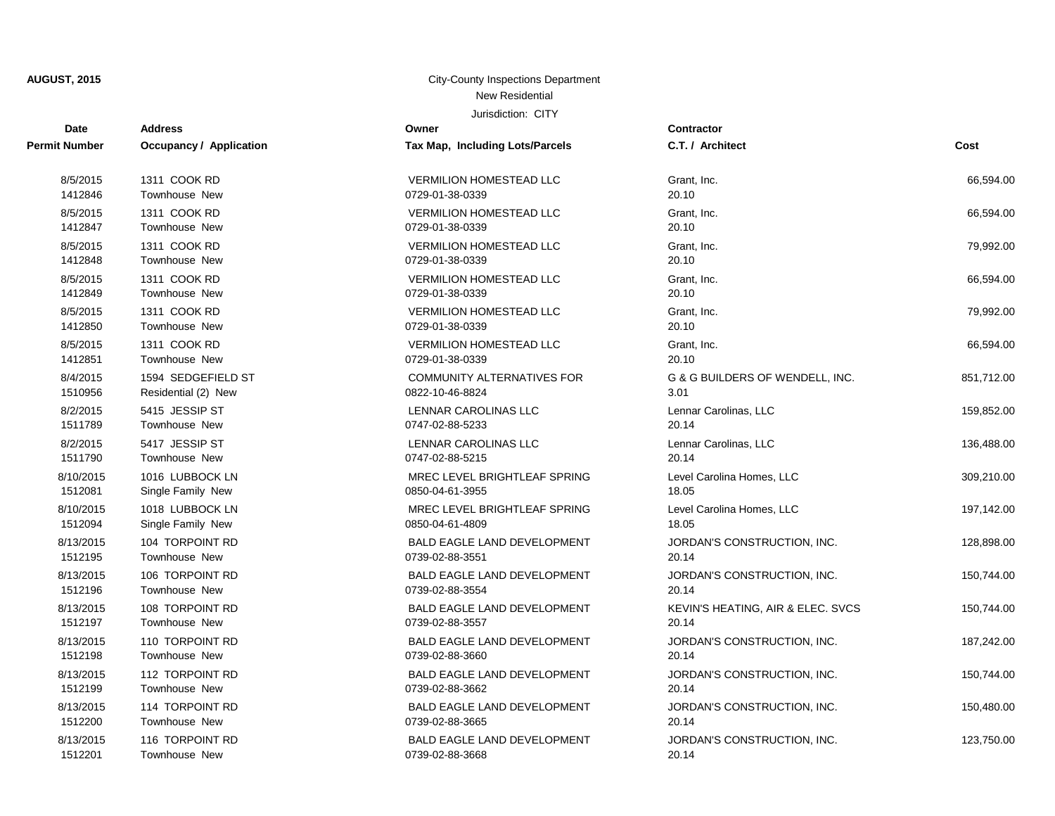**AUGUST, 2015**

City-County Inspections Department
New Residential
Jurisdiction: CITY

| Date / Permit Number | Address / Occupancy / Application | Owner / Tax Map, Including Lots/Parcels | Contractor / C.T. / Architect | Cost |
|---|---|---|---|---|
| 8/5/2015<br>1412846 | 1311 COOK RD<br>Townhouse New | VERMILION HOMESTEAD LLC<br>0729-01-38-0339 | Grant, Inc.<br>20.10 | 66,594.00 |
| 8/5/2015<br>1412847 | 1311 COOK RD<br>Townhouse New | VERMILION HOMESTEAD LLC<br>0729-01-38-0339 | Grant, Inc.<br>20.10 | 66,594.00 |
| 8/5/2015<br>1412848 | 1311 COOK RD<br>Townhouse New | VERMILION HOMESTEAD LLC<br>0729-01-38-0339 | Grant, Inc.<br>20.10 | 79,992.00 |
| 8/5/2015<br>1412849 | 1311 COOK RD<br>Townhouse New | VERMILION HOMESTEAD LLC<br>0729-01-38-0339 | Grant, Inc.<br>20.10 | 66,594.00 |
| 8/5/2015<br>1412850 | 1311 COOK RD<br>Townhouse New | VERMILION HOMESTEAD LLC<br>0729-01-38-0339 | Grant, Inc.<br>20.10 | 79,992.00 |
| 8/5/2015<br>1412851 | 1311 COOK RD<br>Townhouse New | VERMILION HOMESTEAD LLC<br>0729-01-38-0339 | Grant, Inc.<br>20.10 | 66,594.00 |
| 8/4/2015<br>1510956 | 1594 SEDGEFIELD ST<br>Residential (2) New | COMMUNITY ALTERNATIVES FOR<br>0822-10-46-8824 | G & G BUILDERS OF WENDELL, INC.<br>3.01 | 851,712.00 |
| 8/2/2015<br>1511789 | 5415 JESSIP ST<br>Townhouse New | LENNAR CAROLINAS LLC<br>0747-02-88-5233 | Lennar Carolinas, LLC<br>20.14 | 159,852.00 |
| 8/2/2015<br>1511790 | 5417 JESSIP ST<br>Townhouse New | LENNAR CAROLINAS LLC<br>0747-02-88-5215 | Lennar Carolinas, LLC<br>20.14 | 136,488.00 |
| 8/10/2015<br>1512081 | 1016 LUBBOCK LN<br>Single Family New | MREC LEVEL BRIGHTLEAF SPRING<br>0850-04-61-3955 | Level Carolina Homes, LLC<br>18.05 | 309,210.00 |
| 8/10/2015<br>1512094 | 1018 LUBBOCK LN<br>Single Family New | MREC LEVEL BRIGHTLEAF SPRING<br>0850-04-61-4809 | Level Carolina Homes, LLC<br>18.05 | 197,142.00 |
| 8/13/2015<br>1512195 | 104 TORPOINT RD<br>Townhouse New | BALD EAGLE LAND DEVELOPMENT<br>0739-02-88-3551 | JORDAN'S CONSTRUCTION, INC.<br>20.14 | 128,898.00 |
| 8/13/2015<br>1512196 | 106 TORPOINT RD<br>Townhouse New | BALD EAGLE LAND DEVELOPMENT<br>0739-02-88-3554 | JORDAN'S CONSTRUCTION, INC.<br>20.14 | 150,744.00 |
| 8/13/2015<br>1512197 | 108 TORPOINT RD<br>Townhouse New | BALD EAGLE LAND DEVELOPMENT<br>0739-02-88-3557 | KEVIN'S HEATING, AIR & ELEC. SVCS<br>20.14 | 150,744.00 |
| 8/13/2015<br>1512198 | 110 TORPOINT RD<br>Townhouse New | BALD EAGLE LAND DEVELOPMENT<br>0739-02-88-3660 | JORDAN'S CONSTRUCTION, INC.<br>20.14 | 187,242.00 |
| 8/13/2015<br>1512199 | 112 TORPOINT RD<br>Townhouse New | BALD EAGLE LAND DEVELOPMENT<br>0739-02-88-3662 | JORDAN'S CONSTRUCTION, INC.<br>20.14 | 150,744.00 |
| 8/13/2015<br>1512200 | 114 TORPOINT RD<br>Townhouse New | BALD EAGLE LAND DEVELOPMENT<br>0739-02-88-3665 | JORDAN'S CONSTRUCTION, INC.<br>20.14 | 150,480.00 |
| 8/13/2015<br>1512201 | 116 TORPOINT RD<br>Townhouse New | BALD EAGLE LAND DEVELOPMENT<br>0739-02-88-3668 | JORDAN'S CONSTRUCTION, INC.<br>20.14 | 123,750.00 |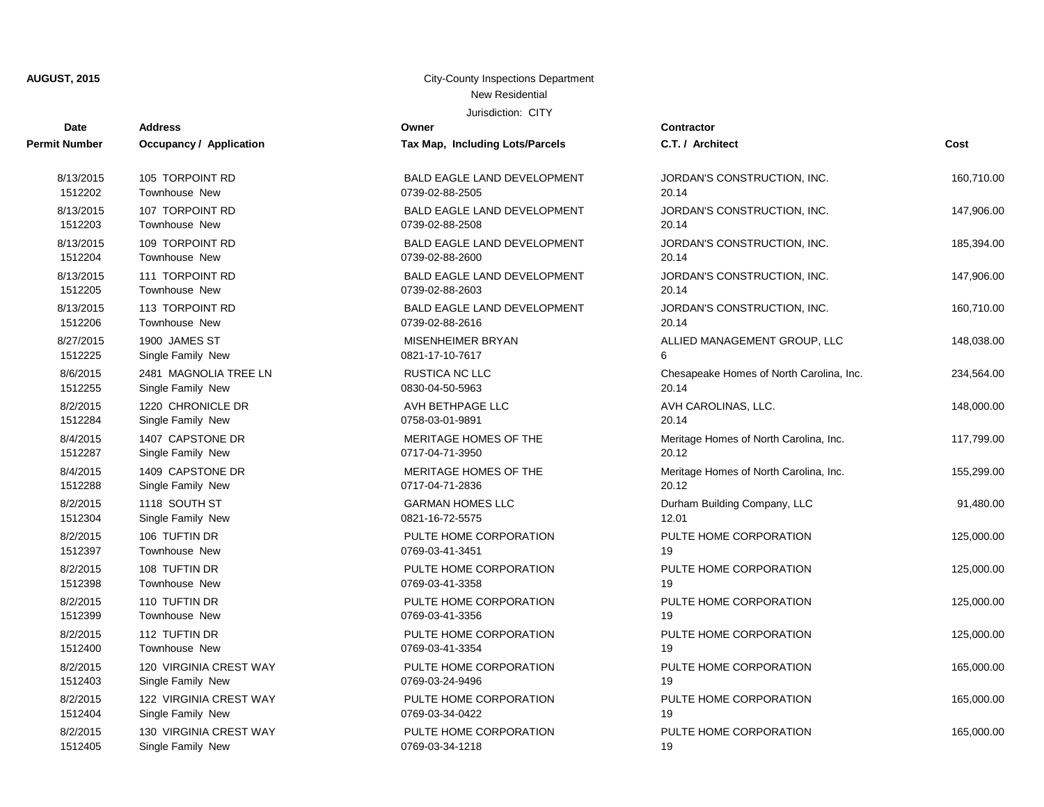**AUGUST, 2015**

City-County Inspections Department
New Residential
Jurisdiction: CITY

| Date<br>Permit Number | Address<br>Occupancy / Application | Owner<br>Tax Map, Including Lots/Parcels | Contractor<br>C.T. / Architect | Cost |
|---|---|---|---|---|
| 8/13/2015<br>1512202 | 105 TORPOINT RD<br>Townhouse New | BALD EAGLE LAND DEVELOPMENT<br>0739-02-88-2505 | JORDAN'S CONSTRUCTION, INC.<br>20.14 | 160,710.00 |
| 8/13/2015<br>1512203 | 107 TORPOINT RD<br>Townhouse New | BALD EAGLE LAND DEVELOPMENT<br>0739-02-88-2508 | JORDAN'S CONSTRUCTION, INC.<br>20.14 | 147,906.00 |
| 8/13/2015<br>1512204 | 109 TORPOINT RD<br>Townhouse New | BALD EAGLE LAND DEVELOPMENT<br>0739-02-88-2600 | JORDAN'S CONSTRUCTION, INC.<br>20.14 | 185,394.00 |
| 8/13/2015<br>1512205 | 111 TORPOINT RD<br>Townhouse New | BALD EAGLE LAND DEVELOPMENT<br>0739-02-88-2603 | JORDAN'S CONSTRUCTION, INC.<br>20.14 | 147,906.00 |
| 8/13/2015<br>1512206 | 113 TORPOINT RD<br>Townhouse New | BALD EAGLE LAND DEVELOPMENT<br>0739-02-88-2616 | JORDAN'S CONSTRUCTION, INC.<br>20.14 | 160,710.00 |
| 8/27/2015<br>1512225 | 1900 JAMES ST<br>Single Family New | MISENHEIMER BRYAN<br>0821-17-10-7617 | ALLIED MANAGEMENT GROUP, LLC<br>6 | 148,038.00 |
| 8/6/2015<br>1512255 | 2481 MAGNOLIA TREE LN<br>Single Family New | RUSTICA NC LLC<br>0830-04-50-5963 | Chesapeake Homes of North Carolina, Inc.<br>20.14 | 234,564.00 |
| 8/2/2015<br>1512284 | 1220 CHRONICLE DR<br>Single Family New | AVH BETHPAGE LLC<br>0758-03-01-9891 | AVH CAROLINAS, LLC.<br>20.14 | 148,000.00 |
| 8/4/2015<br>1512287 | 1407 CAPSTONE DR<br>Single Family New | MERITAGE HOMES OF THE<br>0717-04-71-3950 | Meritage Homes of North Carolina, Inc.<br>20.12 | 117,799.00 |
| 8/4/2015<br>1512288 | 1409 CAPSTONE DR<br>Single Family New | MERITAGE HOMES OF THE<br>0717-04-71-2836 | Meritage Homes of North Carolina, Inc.<br>20.12 | 155,299.00 |
| 8/2/2015<br>1512304 | 1118 SOUTH ST<br>Single Family New | GARMAN HOMES LLC<br>0821-16-72-5575 | Durham Building Company, LLC<br>12.01 | 91,480.00 |
| 8/2/2015<br>1512397 | 106 TUFTIN DR<br>Townhouse New | PULTE HOME CORPORATION<br>0769-03-41-3451 | PULTE HOME CORPORATION<br>19 | 125,000.00 |
| 8/2/2015<br>1512398 | 108 TUFTIN DR<br>Townhouse New | PULTE HOME CORPORATION<br>0769-03-41-3358 | PULTE HOME CORPORATION<br>19 | 125,000.00 |
| 8/2/2015<br>1512399 | 110 TUFTIN DR<br>Townhouse New | PULTE HOME CORPORATION<br>0769-03-41-3356 | PULTE HOME CORPORATION<br>19 | 125,000.00 |
| 8/2/2015<br>1512400 | 112 TUFTIN DR<br>Townhouse New | PULTE HOME CORPORATION<br>0769-03-41-3354 | PULTE HOME CORPORATION<br>19 | 125,000.00 |
| 8/2/2015<br>1512403 | 120 VIRGINIA CREST WAY<br>Single Family New | PULTE HOME CORPORATION<br>0769-03-24-9496 | PULTE HOME CORPORATION<br>19 | 165,000.00 |
| 8/2/2015<br>1512404 | 122 VIRGINIA CREST WAY<br>Single Family New | PULTE HOME CORPORATION<br>0769-03-34-0422 | PULTE HOME CORPORATION<br>19 | 165,000.00 |
| 8/2/2015<br>1512405 | 130 VIRGINIA CREST WAY<br>Single Family New | PULTE HOME CORPORATION<br>0769-03-34-1218 | PULTE HOME CORPORATION<br>19 | 165,000.00 |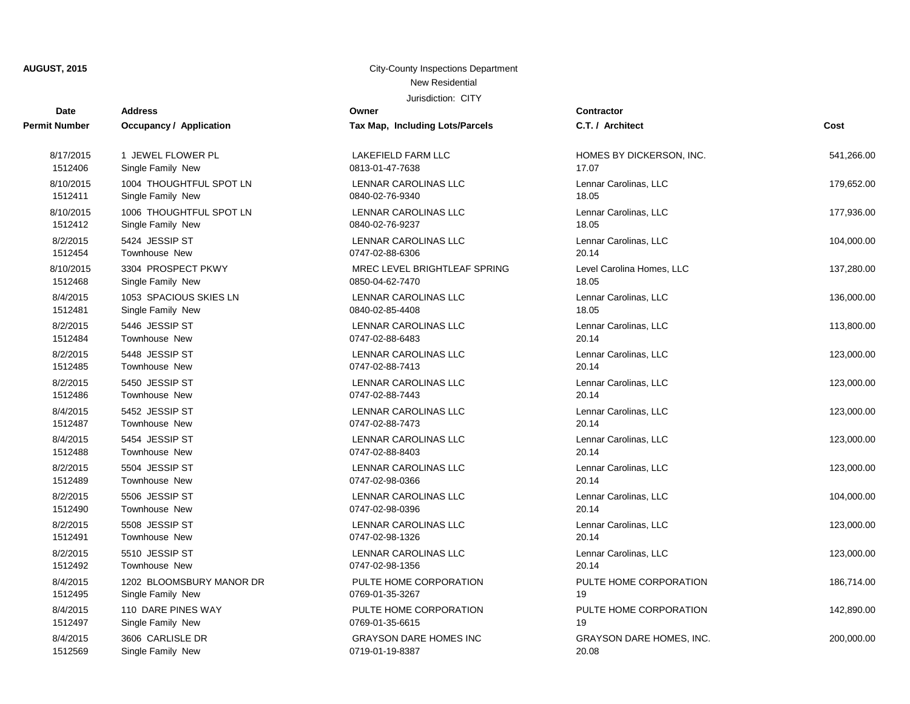**AUGUST, 2015**

City-County Inspections Department

New Residential

Jurisdiction: CITY

| Date / Permit Number | Address / Occupancy / Application | Owner / Tax Map, Including Lots/Parcels | Contractor / C.T. / Architect | Cost |
|---|---|---|---|---|
| 8/17/2015<br>1512406 | 1 JEWEL FLOWER PL<br>Single Family New | LAKEFIELD FARM LLC<br>0813-01-47-7638 | HOMES BY DICKERSON, INC.<br>17.07 | 541,266.00 |
| 8/10/2015<br>1512411 | 1004 THOUGHTFUL SPOT LN<br>Single Family New | LENNAR CAROLINAS LLC<br>0840-02-76-9340 | Lennar Carolinas, LLC<br>18.05 | 179,652.00 |
| 8/10/2015<br>1512412 | 1006 THOUGHTFUL SPOT LN<br>Single Family New | LENNAR CAROLINAS LLC<br>0840-02-76-9237 | Lennar Carolinas, LLC<br>18.05 | 177,936.00 |
| 8/2/2015<br>1512454 | 5424 JESSIP ST<br>Townhouse New | LENNAR CAROLINAS LLC<br>0747-02-88-6306 | Lennar Carolinas, LLC<br>20.14 | 104,000.00 |
| 8/10/2015<br>1512468 | 3304 PROSPECT PKWY<br>Single Family New | MREC LEVEL BRIGHTLEAF SPRING<br>0850-04-62-7470 | Level Carolina Homes, LLC<br>18.05 | 137,280.00 |
| 8/4/2015<br>1512481 | 1053 SPACIOUS SKIES LN<br>Single Family New | LENNAR CAROLINAS LLC<br>0840-02-85-4408 | Lennar Carolinas, LLC<br>18.05 | 136,000.00 |
| 8/2/2015<br>1512484 | 5446 JESSIP ST<br>Townhouse New | LENNAR CAROLINAS LLC<br>0747-02-88-6483 | Lennar Carolinas, LLC<br>20.14 | 113,800.00 |
| 8/2/2015<br>1512485 | 5448 JESSIP ST<br>Townhouse New | LENNAR CAROLINAS LLC<br>0747-02-88-7413 | Lennar Carolinas, LLC<br>20.14 | 123,000.00 |
| 8/2/2015<br>1512486 | 5450 JESSIP ST<br>Townhouse New | LENNAR CAROLINAS LLC<br>0747-02-88-7443 | Lennar Carolinas, LLC<br>20.14 | 123,000.00 |
| 8/4/2015<br>1512487 | 5452 JESSIP ST<br>Townhouse New | LENNAR CAROLINAS LLC<br>0747-02-88-7473 | Lennar Carolinas, LLC<br>20.14 | 123,000.00 |
| 8/4/2015<br>1512488 | 5454 JESSIP ST<br>Townhouse New | LENNAR CAROLINAS LLC<br>0747-02-88-8403 | Lennar Carolinas, LLC<br>20.14 | 123,000.00 |
| 8/2/2015<br>1512489 | 5504 JESSIP ST<br>Townhouse New | LENNAR CAROLINAS LLC<br>0747-02-98-0366 | Lennar Carolinas, LLC<br>20.14 | 123,000.00 |
| 8/2/2015<br>1512490 | 5506 JESSIP ST<br>Townhouse New | LENNAR CAROLINAS LLC<br>0747-02-98-0396 | Lennar Carolinas, LLC<br>20.14 | 104,000.00 |
| 8/2/2015<br>1512491 | 5508 JESSIP ST<br>Townhouse New | LENNAR CAROLINAS LLC<br>0747-02-98-1326 | Lennar Carolinas, LLC<br>20.14 | 123,000.00 |
| 8/2/2015<br>1512492 | 5510 JESSIP ST<br>Townhouse New | LENNAR CAROLINAS LLC<br>0747-02-98-1356 | Lennar Carolinas, LLC<br>20.14 | 123,000.00 |
| 8/4/2015<br>1512495 | 1202 BLOOMSBURY MANOR DR<br>Single Family New | PULTE HOME CORPORATION<br>0769-01-35-3267 | PULTE HOME CORPORATION<br>19 | 186,714.00 |
| 8/4/2015<br>1512497 | 110 DARE PINES WAY<br>Single Family New | PULTE HOME CORPORATION<br>0769-01-35-6615 | PULTE HOME CORPORATION<br>19 | 142,890.00 |
| 8/4/2015<br>1512569 | 3606 CARLISLE DR<br>Single Family New | GRAYSON DARE HOMES INC<br>0719-01-19-8387 | GRAYSON DARE HOMES, INC.<br>20.08 | 200,000.00 |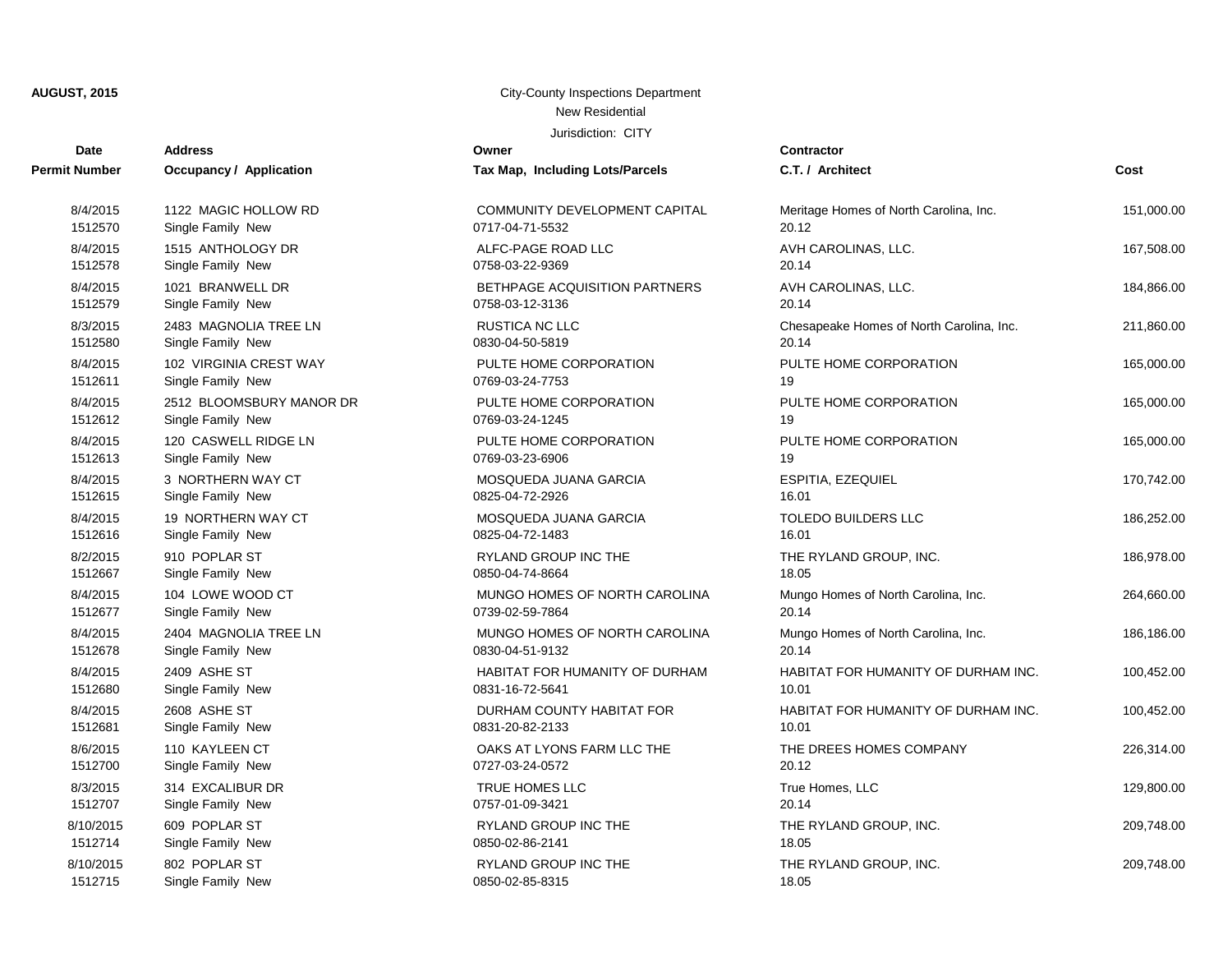**AUGUST, 2015**

City-County Inspections Department

New Residential

Jurisdiction: CITY

| Date / Permit Number | Address / Occupancy / Application | Owner / Tax Map, Including Lots/Parcels | Contractor / C.T. / Architect | Cost |
|---|---|---|---|---|
| 8/4/2015<br>1512570 | 1122 MAGIC HOLLOW RD<br>Single Family New | COMMUNITY DEVELOPMENT CAPITAL<br>0717-04-71-5532 | Meritage Homes of North Carolina, Inc.<br>20.12 | 151,000.00 |
| 8/4/2015<br>1512578 | 1515 ANTHOLOGY DR<br>Single Family New | ALFC-PAGE ROAD LLC<br>0758-03-22-9369 | AVH CAROLINAS, LLC.<br>20.14 | 167,508.00 |
| 8/4/2015<br>1512579 | 1021 BRANWELL DR<br>Single Family New | BETHPAGE ACQUISITION PARTNERS<br>0758-03-12-3136 | AVH CAROLINAS, LLC.<br>20.14 | 184,866.00 |
| 8/3/2015<br>1512580 | 2483 MAGNOLIA TREE LN<br>Single Family New | RUSTICA NC LLC<br>0830-04-50-5819 | Chesapeake Homes of North Carolina, Inc.<br>20.14 | 211,860.00 |
| 8/4/2015<br>1512611 | 102 VIRGINIA CREST WAY<br>Single Family New | PULTE HOME CORPORATION<br>0769-03-24-7753 | PULTE HOME CORPORATION<br>19 | 165,000.00 |
| 8/4/2015<br>1512612 | 2512 BLOOMSBURY MANOR DR<br>Single Family New | PULTE HOME CORPORATION<br>0769-03-24-1245 | PULTE HOME CORPORATION<br>19 | 165,000.00 |
| 8/4/2015<br>1512613 | 120 CASWELL RIDGE LN<br>Single Family New | PULTE HOME CORPORATION<br>0769-03-23-6906 | PULTE HOME CORPORATION<br>19 | 165,000.00 |
| 8/4/2015<br>1512615 | 3 NORTHERN WAY CT<br>Single Family New | MOSQUEDA JUANA GARCIA<br>0825-04-72-2926 | ESPITIA, EZEQUIEL<br>16.01 | 170,742.00 |
| 8/4/2015<br>1512616 | 19 NORTHERN WAY CT<br>Single Family New | MOSQUEDA JUANA GARCIA<br>0825-04-72-1483 | TOLEDO BUILDERS LLC<br>16.01 | 186,252.00 |
| 8/2/2015<br>1512667 | 910 POPLAR ST<br>Single Family New | RYLAND GROUP INC THE<br>0850-04-74-8664 | THE RYLAND GROUP, INC.<br>18.05 | 186,978.00 |
| 8/4/2015<br>1512677 | 104 LOWE WOOD CT<br>Single Family New | MUNGO HOMES OF NORTH CAROLINA<br>0739-02-59-7864 | Mungo Homes of North Carolina, Inc.<br>20.14 | 264,660.00 |
| 8/4/2015<br>1512678 | 2404 MAGNOLIA TREE LN<br>Single Family New | MUNGO HOMES OF NORTH CAROLINA<br>0830-04-51-9132 | Mungo Homes of North Carolina, Inc.<br>20.14 | 186,186.00 |
| 8/4/2015<br>1512680 | 2409 ASHE ST<br>Single Family New | HABITAT FOR HUMANITY OF DURHAM<br>0831-16-72-5641 | HABITAT FOR HUMANITY OF DURHAM INC.<br>10.01 | 100,452.00 |
| 8/4/2015<br>1512681 | 2608 ASHE ST<br>Single Family New | DURHAM COUNTY HABITAT FOR<br>0831-20-82-2133 | HABITAT FOR HUMANITY OF DURHAM INC.<br>10.01 | 100,452.00 |
| 8/6/2015<br>1512700 | 110 KAYLEEN CT<br>Single Family New | OAKS AT LYONS FARM LLC THE<br>0727-03-24-0572 | THE DREES HOMES COMPANY<br>20.12 | 226,314.00 |
| 8/3/2015<br>1512707 | 314 EXCALIBUR DR<br>Single Family New | TRUE HOMES LLC<br>0757-01-09-3421 | True Homes, LLC<br>20.14 | 129,800.00 |
| 8/10/2015<br>1512714 | 609 POPLAR ST<br>Single Family New | RYLAND GROUP INC THE<br>0850-02-86-2141 | THE RYLAND GROUP, INC.<br>18.05 | 209,748.00 |
| 8/10/2015<br>1512715 | 802 POPLAR ST<br>Single Family New | RYLAND GROUP INC THE<br>0850-02-85-8315 | THE RYLAND GROUP, INC.<br>18.05 | 209,748.00 |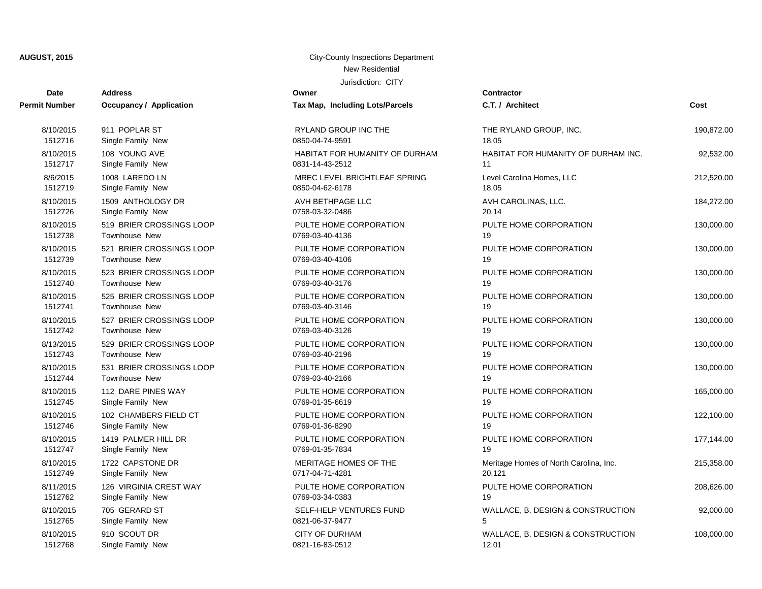**AUGUST, 2015**

City-County Inspections Department

New Residential

Jurisdiction: CITY

| Date<br>Permit Number | Address<br>Occupancy / Application | Owner<br>Tax Map, Including Lots/Parcels | Contractor<br>C.T. / Architect | Cost |
|---|---|---|---|---|
| 8/10/2015<br>1512716 | 911 POPLAR ST<br>Single Family New | RYLAND GROUP INC THE<br>0850-04-74-9591 | THE RYLAND GROUP, INC.<br>18.05 | 190,872.00 |
| 8/10/2015<br>1512717 | 108 YOUNG AVE<br>Single Family New | HABITAT FOR HUMANITY OF DURHAM<br>0831-14-43-2512 | HABITAT FOR HUMANITY OF DURHAM INC.<br>11 | 92,532.00 |
| 8/6/2015<br>1512719 | 1008 LAREDO LN<br>Single Family New | MREC LEVEL BRIGHTLEAF SPRING<br>0850-04-62-6178 | Level Carolina Homes, LLC<br>18.05 | 212,520.00 |
| 8/10/2015<br>1512726 | 1509 ANTHOLOGY DR<br>Single Family New | AVH BETHPAGE LLC<br>0758-03-32-0486 | AVH CAROLINAS, LLC.<br>20.14 | 184,272.00 |
| 8/10/2015<br>1512738 | 519 BRIER CROSSINGS LOOP<br>Townhouse New | PULTE HOME CORPORATION<br>0769-03-40-4136 | PULTE HOME CORPORATION<br>19 | 130,000.00 |
| 8/10/2015<br>1512739 | 521 BRIER CROSSINGS LOOP<br>Townhouse New | PULTE HOME CORPORATION<br>0769-03-40-4106 | PULTE HOME CORPORATION<br>19 | 130,000.00 |
| 8/10/2015<br>1512740 | 523 BRIER CROSSINGS LOOP<br>Townhouse New | PULTE HOME CORPORATION<br>0769-03-40-3176 | PULTE HOME CORPORATION<br>19 | 130,000.00 |
| 8/10/2015<br>1512741 | 525 BRIER CROSSINGS LOOP<br>Townhouse New | PULTE HOME CORPORATION<br>0769-03-40-3146 | PULTE HOME CORPORATION<br>19 | 130,000.00 |
| 8/10/2015<br>1512742 | 527 BRIER CROSSINGS LOOP<br>Townhouse New | PULTE HOME CORPORATION<br>0769-03-40-3126 | PULTE HOME CORPORATION<br>19 | 130,000.00 |
| 8/13/2015<br>1512743 | 529 BRIER CROSSINGS LOOP<br>Townhouse New | PULTE HOME CORPORATION<br>0769-03-40-2196 | PULTE HOME CORPORATION<br>19 | 130,000.00 |
| 8/10/2015<br>1512744 | 531 BRIER CROSSINGS LOOP<br>Townhouse New | PULTE HOME CORPORATION<br>0769-03-40-2166 | PULTE HOME CORPORATION<br>19 | 130,000.00 |
| 8/10/2015<br>1512745 | 112 DARE PINES WAY<br>Single Family New | PULTE HOME CORPORATION<br>0769-01-35-6619 | PULTE HOME CORPORATION<br>19 | 165,000.00 |
| 8/10/2015<br>1512746 | 102 CHAMBERS FIELD CT<br>Single Family New | PULTE HOME CORPORATION<br>0769-01-36-8290 | PULTE HOME CORPORATION<br>19 | 122,100.00 |
| 8/10/2015<br>1512747 | 1419 PALMER HILL DR<br>Single Family New | PULTE HOME CORPORATION<br>0769-01-35-7834 | PULTE HOME CORPORATION<br>19 | 177,144.00 |
| 8/10/2015<br>1512749 | 1722 CAPSTONE DR<br>Single Family New | MERITAGE HOMES OF THE<br>0717-04-71-4281 | Meritage Homes of North Carolina, Inc.<br>20.121 | 215,358.00 |
| 8/11/2015<br>1512762 | 126 VIRGINIA CREST WAY<br>Single Family New | PULTE HOME CORPORATION<br>0769-03-34-0383 | PULTE HOME CORPORATION<br>19 | 208,626.00 |
| 8/10/2015<br>1512765 | 705 GERARD ST<br>Single Family New | SELF-HELP VENTURES FUND<br>0821-06-37-9477 | WALLACE, B. DESIGN & CONSTRUCTION<br>5 | 92,000.00 |
| 8/10/2015<br>1512768 | 910 SCOUT DR<br>Single Family New | CITY OF DURHAM<br>0821-16-83-0512 | WALLACE, B. DESIGN & CONSTRUCTION<br>12.01 | 108,000.00 |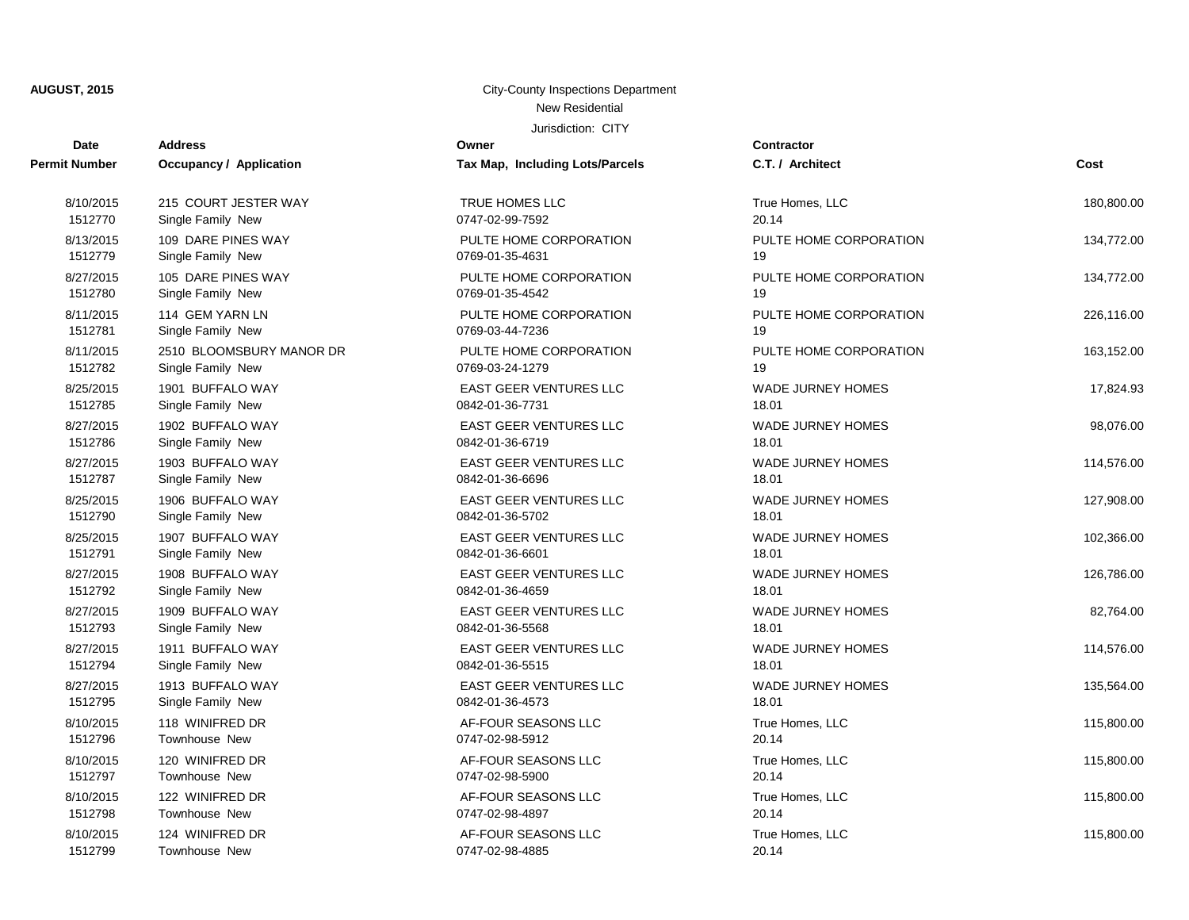**AUGUST, 2015**

City-County Inspections Department

New Residential

Jurisdiction: CITY

| Date / Permit Number | Address / Occupancy / Application | Owner / Tax Map, Including Lots/Parcels | Contractor / C.T. / Architect | Cost |
|---|---|---|---|---|
| 8/10/2015<br>1512770 | 215 COURT JESTER WAY<br>Single Family New | TRUE HOMES LLC<br>0747-02-99-7592 | True Homes, LLC<br>20.14 | 180,800.00 |
| 8/13/2015<br>1512779 | 109 DARE PINES WAY<br>Single Family New | PULTE HOME CORPORATION<br>0769-01-35-4631 | PULTE HOME CORPORATION<br>19 | 134,772.00 |
| 8/27/2015<br>1512780 | 105 DARE PINES WAY<br>Single Family New | PULTE HOME CORPORATION<br>0769-01-35-4542 | PULTE HOME CORPORATION<br>19 | 134,772.00 |
| 8/11/2015<br>1512781 | 114 GEM YARN LN<br>Single Family New | PULTE HOME CORPORATION<br>0769-03-44-7236 | PULTE HOME CORPORATION<br>19 | 226,116.00 |
| 8/11/2015<br>1512782 | 2510 BLOOMSBURY MANOR DR<br>Single Family New | PULTE HOME CORPORATION<br>0769-03-24-1279 | PULTE HOME CORPORATION<br>19 | 163,152.00 |
| 8/25/2015<br>1512785 | 1901 BUFFALO WAY<br>Single Family New | EAST GEER VENTURES LLC<br>0842-01-36-7731 | WADE JURNEY HOMES<br>18.01 | 17,824.93 |
| 8/27/2015<br>1512786 | 1902 BUFFALO WAY<br>Single Family New | EAST GEER VENTURES LLC<br>0842-01-36-6719 | WADE JURNEY HOMES<br>18.01 | 98,076.00 |
| 8/27/2015<br>1512787 | 1903 BUFFALO WAY<br>Single Family New | EAST GEER VENTURES LLC<br>0842-01-36-6696 | WADE JURNEY HOMES<br>18.01 | 114,576.00 |
| 8/25/2015<br>1512790 | 1906 BUFFALO WAY<br>Single Family New | EAST GEER VENTURES LLC<br>0842-01-36-5702 | WADE JURNEY HOMES<br>18.01 | 127,908.00 |
| 8/25/2015<br>1512791 | 1907 BUFFALO WAY<br>Single Family New | EAST GEER VENTURES LLC<br>0842-01-36-6601 | WADE JURNEY HOMES<br>18.01 | 102,366.00 |
| 8/27/2015<br>1512792 | 1908 BUFFALO WAY<br>Single Family New | EAST GEER VENTURES LLC<br>0842-01-36-4659 | WADE JURNEY HOMES<br>18.01 | 126,786.00 |
| 8/27/2015<br>1512793 | 1909 BUFFALO WAY<br>Single Family New | EAST GEER VENTURES LLC<br>0842-01-36-5568 | WADE JURNEY HOMES<br>18.01 | 82,764.00 |
| 8/27/2015<br>1512794 | 1911 BUFFALO WAY<br>Single Family New | EAST GEER VENTURES LLC<br>0842-01-36-5515 | WADE JURNEY HOMES<br>18.01 | 114,576.00 |
| 8/27/2015<br>1512795 | 1913 BUFFALO WAY<br>Single Family New | EAST GEER VENTURES LLC<br>0842-01-36-4573 | WADE JURNEY HOMES<br>18.01 | 135,564.00 |
| 8/10/2015<br>1512796 | 118 WINIFRED DR<br>Townhouse New | AF-FOUR SEASONS LLC<br>0747-02-98-5912 | True Homes, LLC<br>20.14 | 115,800.00 |
| 8/10/2015<br>1512797 | 120 WINIFRED DR<br>Townhouse New | AF-FOUR SEASONS LLC<br>0747-02-98-5900 | True Homes, LLC<br>20.14 | 115,800.00 |
| 8/10/2015<br>1512798 | 122 WINIFRED DR<br>Townhouse New | AF-FOUR SEASONS LLC<br>0747-02-98-4897 | True Homes, LLC<br>20.14 | 115,800.00 |
| 8/10/2015<br>1512799 | 124 WINIFRED DR<br>Townhouse New | AF-FOUR SEASONS LLC<br>0747-02-98-4885 | True Homes, LLC<br>20.14 | 115,800.00 |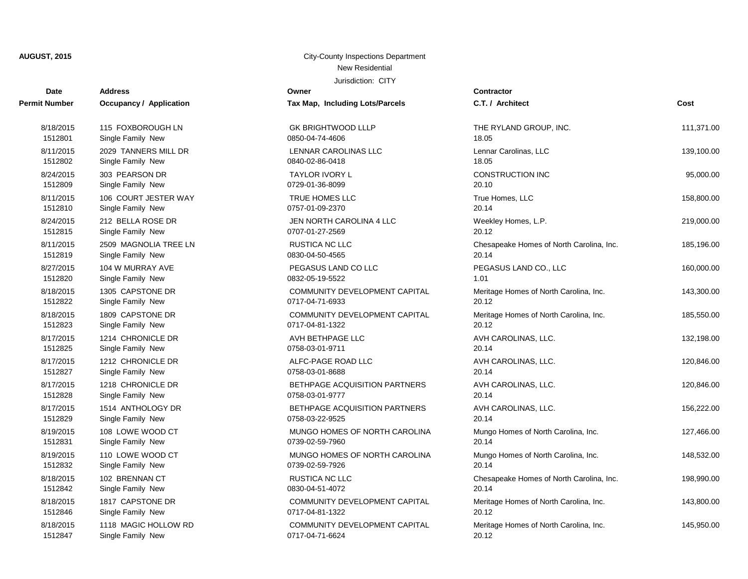**AUGUST, 2015**

City-County Inspections Department

New Residential

Jurisdiction: CITY

| Date<br>Permit Number | Address<br>Occupancy / Application | Owner<br>Tax Map, Including Lots/Parcels | Contractor<br>C.T. / Architect | Cost |
|---|---|---|---|---|
| 8/18/2015<br>1512801 | 115 FOXBOROUGH LN<br>Single Family New | GK BRIGHTWOOD LLLP<br>0850-04-74-4606 | THE RYLAND GROUP, INC.<br>18.05 | 111,371.00 |
| 8/11/2015<br>1512802 | 2029 TANNERS MILL DR<br>Single Family New | LENNAR CAROLINAS LLC<br>0840-02-86-0418 | Lennar Carolinas, LLC<br>18.05 | 139,100.00 |
| 8/24/2015<br>1512809 | 303 PEARSON DR<br>Single Family New | TAYLOR IVORY L<br>0729-01-36-8099 | CONSTRUCTION INC<br>20.10 | 95,000.00 |
| 8/11/2015<br>1512810 | 106 COURT JESTER WAY<br>Single Family New | TRUE HOMES LLC<br>0757-01-09-2370 | True Homes, LLC<br>20.14 | 158,800.00 |
| 8/24/2015<br>1512815 | 212 BELLA ROSE DR<br>Single Family New | JEN NORTH CAROLINA 4 LLC<br>0707-01-27-2569 | Weekley Homes, L.P.<br>20.12 | 219,000.00 |
| 8/11/2015<br>1512819 | 2509 MAGNOLIA TREE LN<br>Single Family New | RUSTICA NC LLC<br>0830-04-50-4565 | Chesapeake Homes of North Carolina, Inc.<br>20.14 | 185,196.00 |
| 8/27/2015<br>1512820 | 104 W MURRAY AVE<br>Single Family New | PEGASUS LAND CO LLC<br>0832-05-19-5522 | PEGASUS LAND CO., LLC<br>1.01 | 160,000.00 |
| 8/18/2015<br>1512822 | 1305 CAPSTONE DR<br>Single Family New | COMMUNITY DEVELOPMENT CAPITAL<br>0717-04-71-6933 | Meritage Homes of North Carolina, Inc.<br>20.12 | 143,300.00 |
| 8/18/2015<br>1512823 | 1809 CAPSTONE DR<br>Single Family New | COMMUNITY DEVELOPMENT CAPITAL<br>0717-04-81-1322 | Meritage Homes of North Carolina, Inc.<br>20.12 | 185,550.00 |
| 8/17/2015<br>1512825 | 1214 CHRONICLE DR<br>Single Family New | AVH BETHPAGE LLC<br>0758-03-01-9711 | AVH CAROLINAS, LLC.<br>20.14 | 132,198.00 |
| 8/17/2015<br>1512827 | 1212 CHRONICLE DR<br>Single Family New | ALFC-PAGE ROAD LLC<br>0758-03-01-8688 | AVH CAROLINAS, LLC.<br>20.14 | 120,846.00 |
| 8/17/2015<br>1512828 | 1218 CHRONICLE DR<br>Single Family New | BETHPAGE ACQUISITION PARTNERS<br>0758-03-01-9777 | AVH CAROLINAS, LLC.<br>20.14 | 120,846.00 |
| 8/17/2015<br>1512829 | 1514 ANTHOLOGY DR<br>Single Family New | BETHPAGE ACQUISITION PARTNERS<br>0758-03-22-9525 | AVH CAROLINAS, LLC.<br>20.14 | 156,222.00 |
| 8/19/2015<br>1512831 | 108 LOWE WOOD CT<br>Single Family New | MUNGO HOMES OF NORTH CAROLINA<br>0739-02-59-7960 | Mungo Homes of North Carolina, Inc.<br>20.14 | 127,466.00 |
| 8/19/2015<br>1512832 | 110 LOWE WOOD CT<br>Single Family New | MUNGO HOMES OF NORTH CAROLINA<br>0739-02-59-7926 | Mungo Homes of North Carolina, Inc.<br>20.14 | 148,532.00 |
| 8/18/2015<br>1512842 | 102 BRENNAN CT<br>Single Family New | RUSTICA NC LLC<br>0830-04-51-4072 | Chesapeake Homes of North Carolina, Inc.<br>20.14 | 198,990.00 |
| 8/18/2015<br>1512846 | 1817 CAPSTONE DR<br>Single Family New | COMMUNITY DEVELOPMENT CAPITAL<br>0717-04-81-1322 | Meritage Homes of North Carolina, Inc.<br>20.12 | 143,800.00 |
| 8/18/2015<br>1512847 | 1118 MAGIC HOLLOW RD<br>Single Family New | COMMUNITY DEVELOPMENT CAPITAL<br>0717-04-71-6624 | Meritage Homes of North Carolina, Inc.<br>20.12 | 145,950.00 |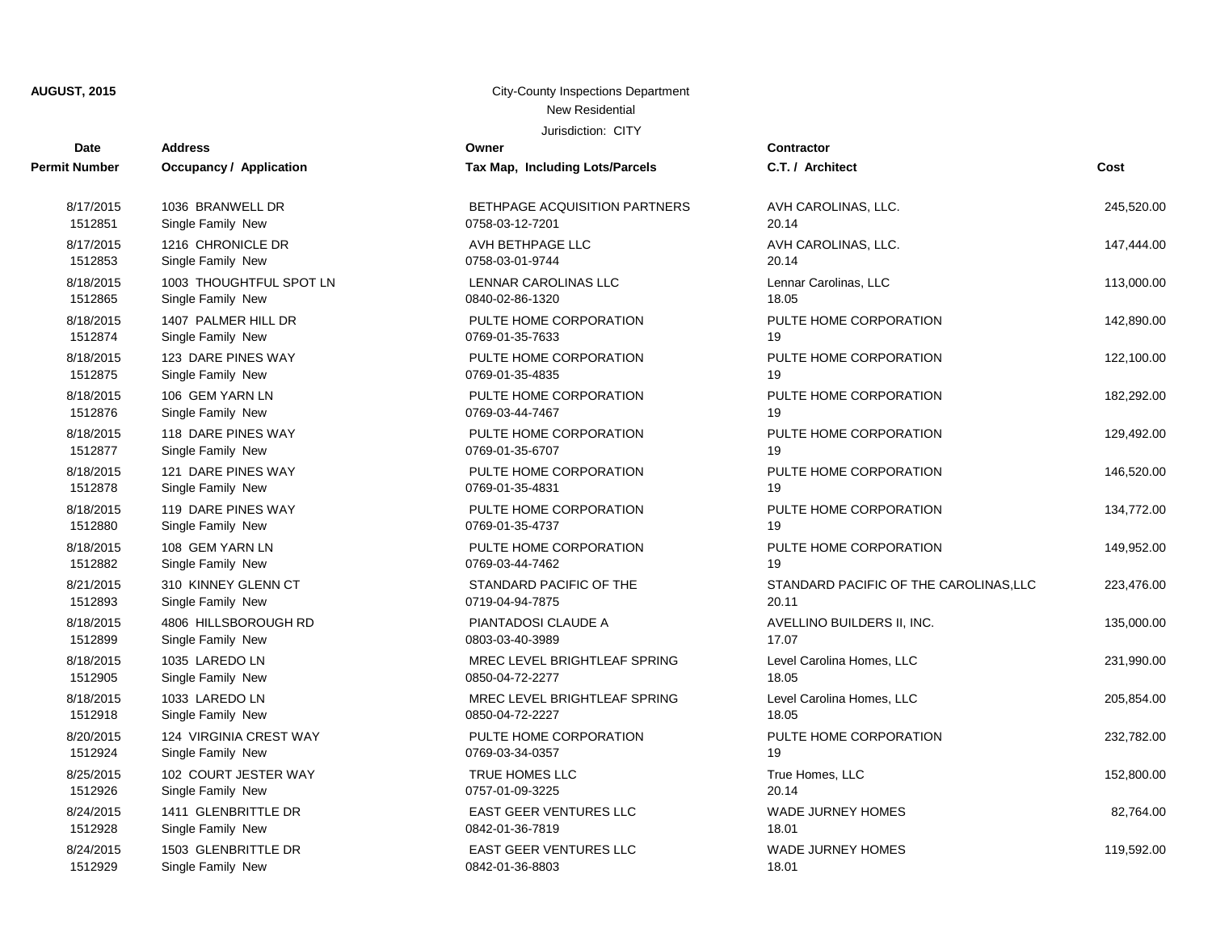**AUGUST, 2015**

City-County Inspections Department

New Residential

Jurisdiction: CITY

| Date<br>Permit Number | Address<br>Occupancy / Application | Owner<br>Tax Map, Including Lots/Parcels | Contractor<br>C.T. / Architect | Cost |
|---|---|---|---|---|
| 8/17/2015<br>1512851 | 1036 BRANWELL DR<br>Single Family New | BETHPAGE ACQUISITION PARTNERS<br>0758-03-12-7201 | AVH CAROLINAS, LLC.<br>20.14 | 245,520.00 |
| 8/17/2015<br>1512853 | 1216 CHRONICLE DR<br>Single Family New | AVH BETHPAGE LLC<br>0758-03-01-9744 | AVH CAROLINAS, LLC.<br>20.14 | 147,444.00 |
| 8/18/2015<br>1512865 | 1003 THOUGHTFUL SPOT LN<br>Single Family New | LENNAR CAROLINAS LLC<br>0840-02-86-1320 | Lennar Carolinas, LLC<br>18.05 | 113,000.00 |
| 8/18/2015<br>1512874 | 1407 PALMER HILL DR<br>Single Family New | PULTE HOME CORPORATION<br>0769-01-35-7633 | PULTE HOME CORPORATION<br>19 | 142,890.00 |
| 8/18/2015<br>1512875 | 123 DARE PINES WAY<br>Single Family New | PULTE HOME CORPORATION<br>0769-01-35-4835 | PULTE HOME CORPORATION<br>19 | 122,100.00 |
| 8/18/2015<br>1512876 | 106 GEM YARN LN<br>Single Family New | PULTE HOME CORPORATION<br>0769-03-44-7467 | PULTE HOME CORPORATION<br>19 | 182,292.00 |
| 8/18/2015<br>1512877 | 118 DARE PINES WAY<br>Single Family New | PULTE HOME CORPORATION<br>0769-01-35-6707 | PULTE HOME CORPORATION<br>19 | 129,492.00 |
| 8/18/2015<br>1512878 | 121 DARE PINES WAY<br>Single Family New | PULTE HOME CORPORATION<br>0769-01-35-4831 | PULTE HOME CORPORATION<br>19 | 146,520.00 |
| 8/18/2015<br>1512880 | 119 DARE PINES WAY<br>Single Family New | PULTE HOME CORPORATION<br>0769-01-35-4737 | PULTE HOME CORPORATION<br>19 | 134,772.00 |
| 8/18/2015<br>1512882 | 108 GEM YARN LN<br>Single Family New | PULTE HOME CORPORATION<br>0769-03-44-7462 | PULTE HOME CORPORATION<br>19 | 149,952.00 |
| 8/21/2015<br>1512893 | 310 KINNEY GLENN CT<br>Single Family New | STANDARD PACIFIC OF THE<br>0719-04-94-7875 | STANDARD PACIFIC OF THE CAROLINAS,LLC<br>20.11 | 223,476.00 |
| 8/18/2015<br>1512899 | 4806 HILLSBOROUGH RD<br>Single Family New | PIANTADOSI CLAUDE A<br>0803-03-40-3989 | AVELLINO BUILDERS II, INC.<br>17.07 | 135,000.00 |
| 8/18/2015<br>1512905 | 1035 LAREDO LN<br>Single Family New | MREC LEVEL BRIGHTLEAF SPRING<br>0850-04-72-2277 | Level Carolina Homes, LLC<br>18.05 | 231,990.00 |
| 8/18/2015<br>1512918 | 1033 LAREDO LN<br>Single Family New | MREC LEVEL BRIGHTLEAF SPRING<br>0850-04-72-2227 | Level Carolina Homes, LLC<br>18.05 | 205,854.00 |
| 8/20/2015<br>1512924 | 124 VIRGINIA CREST WAY<br>Single Family New | PULTE HOME CORPORATION<br>0769-03-34-0357 | PULTE HOME CORPORATION<br>19 | 232,782.00 |
| 8/25/2015<br>1512926 | 102 COURT JESTER WAY<br>Single Family New | TRUE HOMES LLC<br>0757-01-09-3225 | True Homes, LLC<br>20.14 | 152,800.00 |
| 8/24/2015<br>1512928 | 1411 GLENBRITTLE DR<br>Single Family New | EAST GEER VENTURES LLC<br>0842-01-36-7819 | WADE JURNEY HOMES<br>18.01 | 82,764.00 |
| 8/24/2015<br>1512929 | 1503 GLENBRITTLE DR<br>Single Family New | EAST GEER VENTURES LLC<br>0842-01-36-8803 | WADE JURNEY HOMES<br>18.01 | 119,592.00 |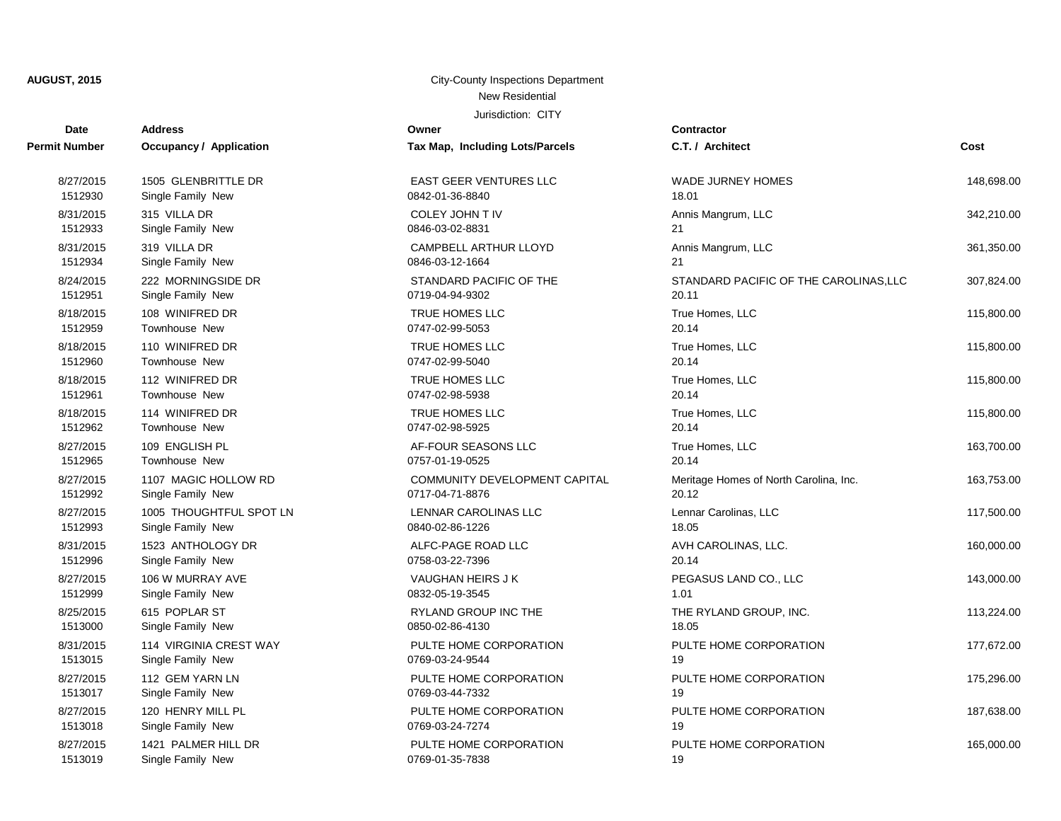**AUGUST, 2015**

City-County Inspections Department
New Residential
Jurisdiction: CITY

| Date / Permit Number | Address / Occupancy / Application | Owner / Tax Map, Including Lots/Parcels | Contractor / C.T. / Architect | Cost |
|---|---|---|---|---|
| 8/27/2015<br>1512930 | 1505 GLENBRITTLE DR<br>Single Family New | EAST GEER VENTURES LLC<br>0842-01-36-8840 | WADE JURNEY HOMES<br>18.01 | 148,698.00 |
| 8/31/2015<br>1512933 | 315 VILLA DR<br>Single Family New | COLEY JOHN T IV<br>0846-03-02-8831 | Annis Mangrum, LLC<br>21 | 342,210.00 |
| 8/31/2015<br>1512934 | 319 VILLA DR<br>Single Family New | CAMPBELL ARTHUR LLOYD<br>0846-03-12-1664 | Annis Mangrum, LLC<br>21 | 361,350.00 |
| 8/24/2015<br>1512951 | 222 MORNINGSIDE DR<br>Single Family New | STANDARD PACIFIC OF THE<br>0719-04-94-9302 | STANDARD PACIFIC OF THE CAROLINAS,LLC<br>20.11 | 307,824.00 |
| 8/18/2015<br>1512959 | 108 WINIFRED DR<br>Townhouse New | TRUE HOMES LLC<br>0747-02-99-5053 | True Homes, LLC<br>20.14 | 115,800.00 |
| 8/18/2015<br>1512960 | 110 WINIFRED DR<br>Townhouse New | TRUE HOMES LLC<br>0747-02-99-5040 | True Homes, LLC<br>20.14 | 115,800.00 |
| 8/18/2015<br>1512961 | 112 WINIFRED DR<br>Townhouse New | TRUE HOMES LLC<br>0747-02-98-5938 | True Homes, LLC<br>20.14 | 115,800.00 |
| 8/18/2015<br>1512962 | 114 WINIFRED DR<br>Townhouse New | TRUE HOMES LLC<br>0747-02-98-5925 | True Homes, LLC<br>20.14 | 115,800.00 |
| 8/27/2015<br>1512965 | 109 ENGLISH PL<br>Townhouse New | AF-FOUR SEASONS LLC<br>0757-01-19-0525 | True Homes, LLC<br>20.14 | 163,700.00 |
| 8/27/2015<br>1512992 | 1107 MAGIC HOLLOW RD<br>Single Family New | COMMUNITY DEVELOPMENT CAPITAL<br>0717-04-71-8876 | Meritage Homes of North Carolina, Inc.<br>20.12 | 163,753.00 |
| 8/27/2015<br>1512993 | 1005 THOUGHTFUL SPOT LN<br>Single Family New | LENNAR CAROLINAS LLC<br>0840-02-86-1226 | Lennar Carolinas, LLC<br>18.05 | 117,500.00 |
| 8/31/2015<br>1512996 | 1523 ANTHOLOGY DR<br>Single Family New | ALFC-PAGE ROAD LLC<br>0758-03-22-7396 | AVH CAROLINAS, LLC.<br>20.14 | 160,000.00 |
| 8/27/2015<br>1512999 | 106 W MURRAY AVE<br>Single Family New | VAUGHAN HEIRS J K<br>0832-05-19-3545 | PEGASUS LAND CO., LLC<br>1.01 | 143,000.00 |
| 8/25/2015<br>1513000 | 615 POPLAR ST<br>Single Family New | RYLAND GROUP INC THE<br>0850-02-86-4130 | THE RYLAND GROUP, INC.<br>18.05 | 113,224.00 |
| 8/31/2015<br>1513015 | 114 VIRGINIA CREST WAY<br>Single Family New | PULTE HOME CORPORATION<br>0769-03-24-9544 | PULTE HOME CORPORATION<br>19 | 177,672.00 |
| 8/27/2015<br>1513017 | 112 GEM YARN LN<br>Single Family New | PULTE HOME CORPORATION<br>0769-03-44-7332 | PULTE HOME CORPORATION<br>19 | 175,296.00 |
| 8/27/2015<br>1513018 | 120 HENRY MILL PL<br>Single Family New | PULTE HOME CORPORATION<br>0769-03-24-7274 | PULTE HOME CORPORATION<br>19 | 187,638.00 |
| 8/27/2015<br>1513019 | 1421 PALMER HILL DR<br>Single Family New | PULTE HOME CORPORATION<br>0769-01-35-7838 | PULTE HOME CORPORATION<br>19 | 165,000.00 |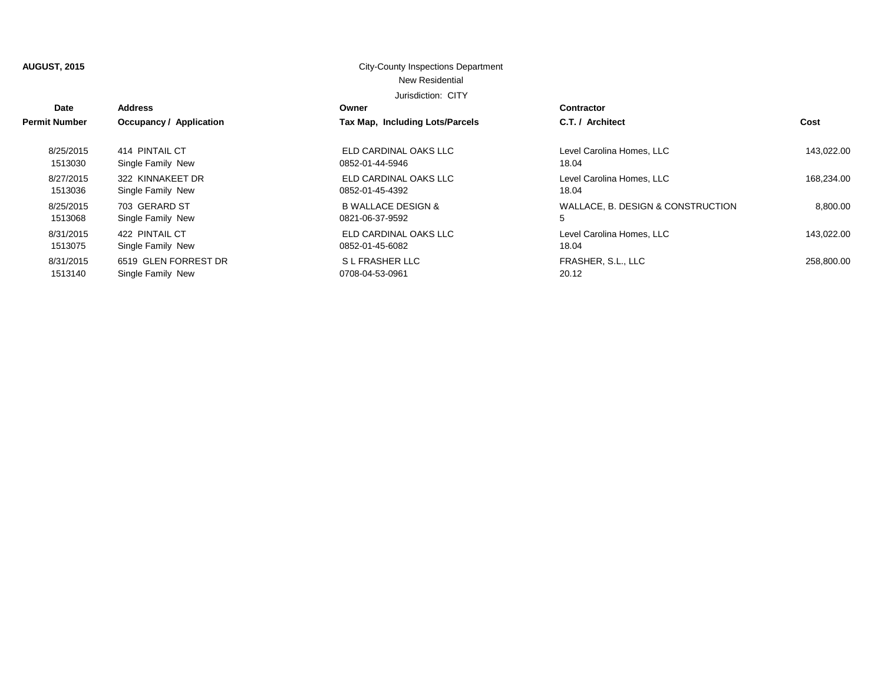**AUGUST, 2015**

City-County Inspections Department

New Residential

Jurisdiction: CITY

| Date<br>Permit Number | Address<br>Occupancy / Application | Owner<br>Tax Map, Including Lots/Parcels | Contractor<br>C.T. / Architect | Cost |
|---|---|---|---|---|
| 8/25/2015<br>1513030 | 414 PINTAIL CT<br>Single Family New | ELD CARDINAL OAKS LLC<br>0852-01-44-5946 | Level Carolina Homes, LLC<br>18.04 | 143,022.00 |
| 8/27/2015<br>1513036 | 322 KINNAKEET DR<br>Single Family New | ELD CARDINAL OAKS LLC<br>0852-01-45-4392 | Level Carolina Homes, LLC<br>18.04 | 168,234.00 |
| 8/25/2015<br>1513068 | 703 GERARD ST<br>Single Family New | B WALLACE DESIGN &<br>0821-06-37-9592 | WALLACE, B. DESIGN & CONSTRUCTION<br>5 | 8,800.00 |
| 8/31/2015<br>1513075 | 422 PINTAIL CT<br>Single Family New | ELD CARDINAL OAKS LLC<br>0852-01-45-6082 | Level Carolina Homes, LLC<br>18.04 | 143,022.00 |
| 8/31/2015<br>1513140 | 6519 GLEN FORREST DR<br>Single Family New | S L FRASHER LLC<br>0708-04-53-0961 | FRASHER, S.L., LLC<br>20.12 | 258,800.00 |